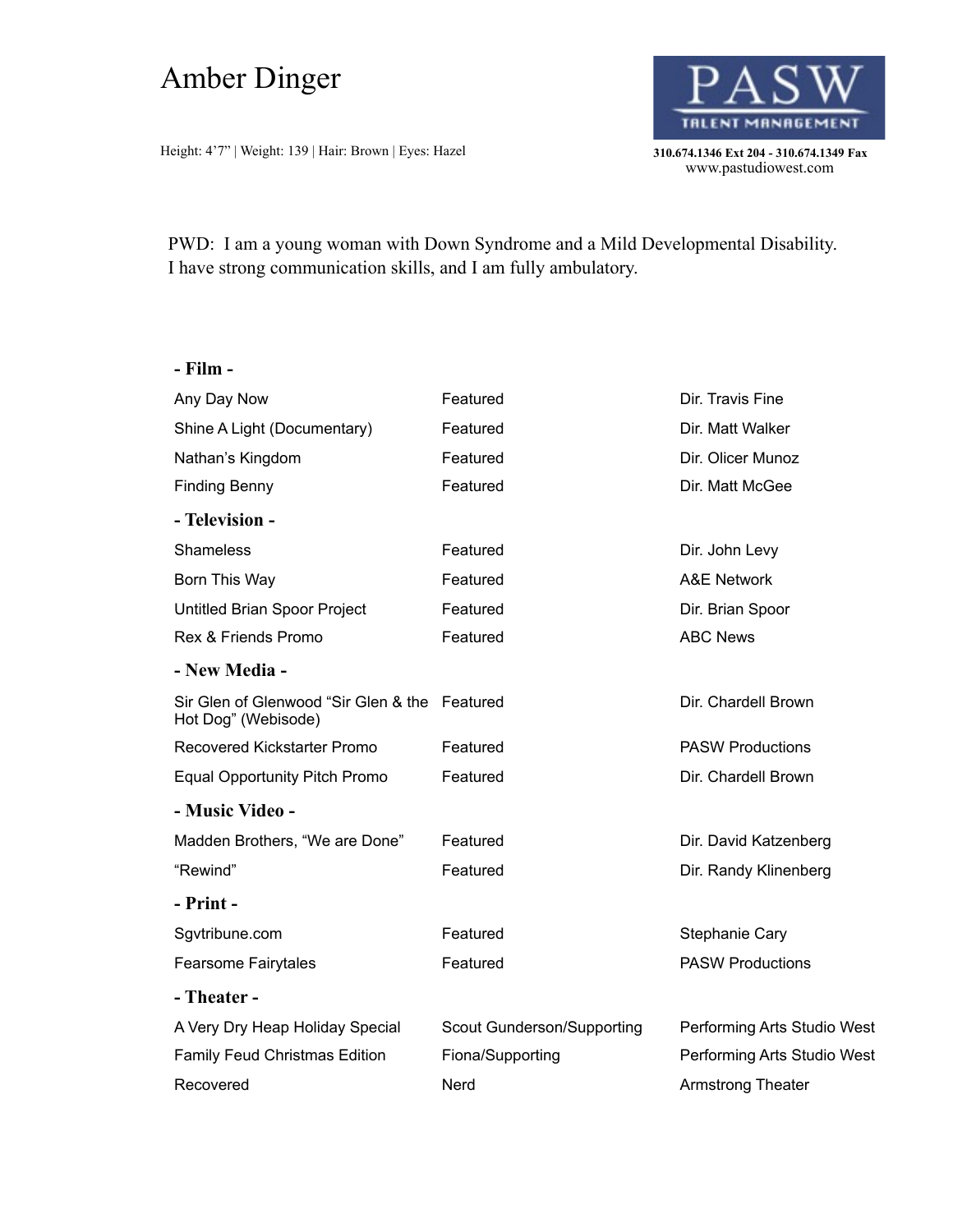# Amber Dinger

Height: 4'7" | Weight: 139 | Hair: Brown | Eyes: Hazel

**PASW TALENT MANAGEMENT**
**310.674.1346 Ext 204 - 310.674.1349 Fax**
www.pastudiowest.com

PWD: I am a young woman with Down Syndrome and a Mild Developmental Disability. I have strong communication skills, and I am fully ambulatory.

## - Film -

| | | |
|---|---|---|
| Any Day Now | Featured | Dir. Travis Fine |
| Shine A Light (Documentary) | Featured | Dir. Matt Walker |
| Nathan's Kingdom | Featured | Dir. Olicer Munoz |
| Finding Benny | Featured | Dir. Matt McGee |

## - Television -

| | | |
|---|---|---|
| Shameless | Featured | Dir. John Levy |
| Born This Way | Featured | A&E Network |
| Untitled Brian Spoor Project | Featured | Dir. Brian Spoor |
| Rex & Friends Promo | Featured | ABC News |

## - New Media -

| | | |
|---|---|---|
| Sir Glen of Glenwood "Sir Glen & the Hot Dog" (Webisode) | Featured | Dir. Chardell Brown |
| Recovered Kickstarter Promo | Featured | PASW Productions |
| Equal Opportunity Pitch Promo | Featured | Dir. Chardell Brown |

## - Music Video -

| | | |
|---|---|---|
| Madden Brothers, "We are Done" | Featured | Dir. David Katzenberg |
| "Rewind" | Featured | Dir. Randy Klinenberg |

## - Print -

| | | |
|---|---|---|
| Sgvtribune.com | Featured | Stephanie Cary |
| Fearsome Fairytales | Featured | PASW Productions |

## - Theater -

| | | |
|---|---|---|
| A Very Dry Heap Holiday Special | Scout Gunderson/Supporting | Performing Arts Studio West |
| Family Feud Christmas Edition | Fiona/Supporting | Performing Arts Studio West |
| Recovered | Nerd | Armstrong Theater |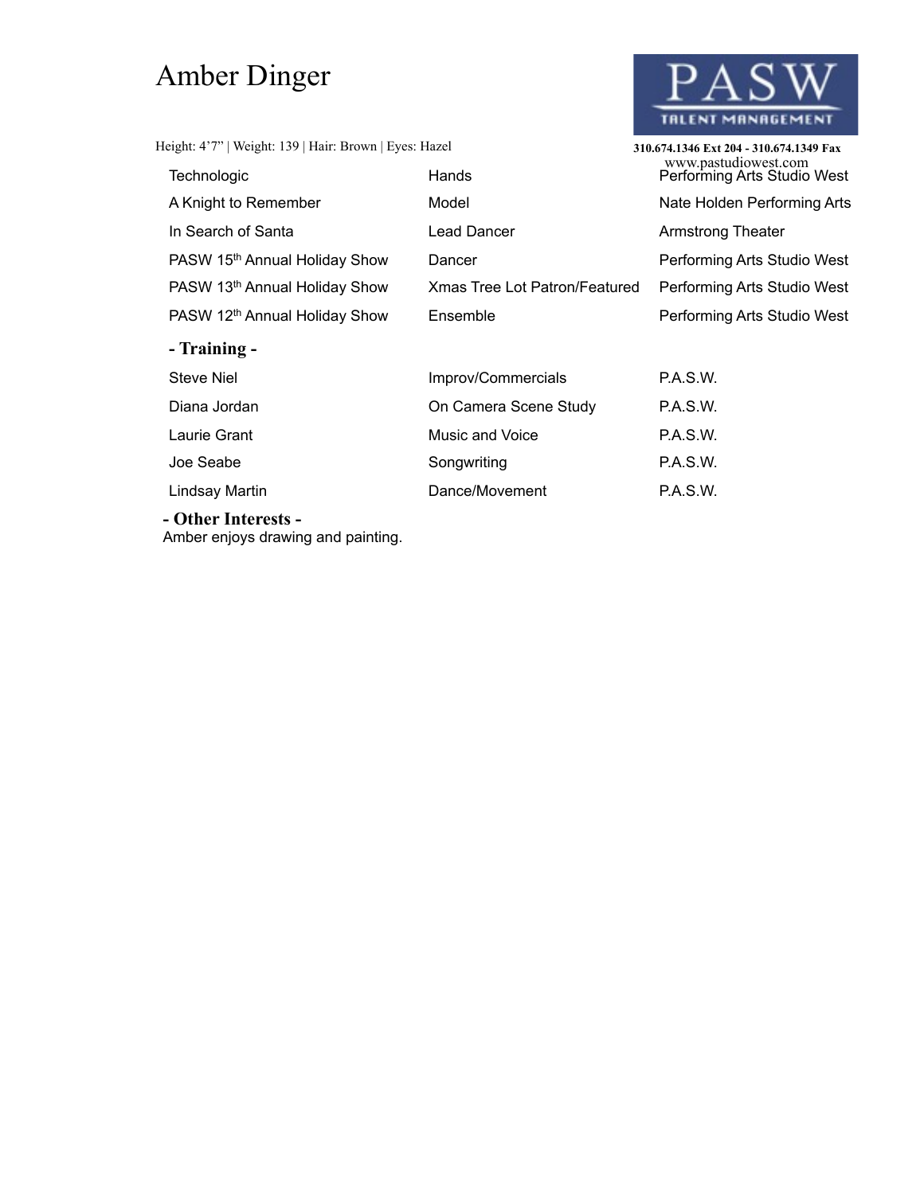# Amber Dinger

Height: 4'7" | Weight: 139 | Hair: Brown | Eyes: Hazel

PASW TALENT MANAGEMENT

310.674.1346 Ext 204 - 310.674.1349 Fax
www.pastudiowest.com

| | | |
|---|---|---|
| Technologic | Hands | Performing Arts Studio West |
| A Knight to Remember | Model | Nate Holden Performing Arts |
| In Search of Santa | Lead Dancer | Armstrong Theater |
| PASW 15th Annual Holiday Show | Dancer | Performing Arts Studio West |
| PASW 13th Annual Holiday Show | Xmas Tree Lot Patron/Featured | Performing Arts Studio West |
| PASW 12th Annual Holiday Show | Ensemble | Performing Arts Studio West |

## - Training -

| | | |
|---|---|---|
| Steve Niel | Improv/Commercials | P.A.S.W. |
| Diana Jordan | On Camera Scene Study | P.A.S.W. |
| Laurie Grant | Music and Voice | P.A.S.W. |
| Joe Seabe | Songwriting | P.A.S.W. |
| Lindsay Martin | Dance/Movement | P.A.S.W. |

## - Other Interests -

Amber enjoys drawing and painting.